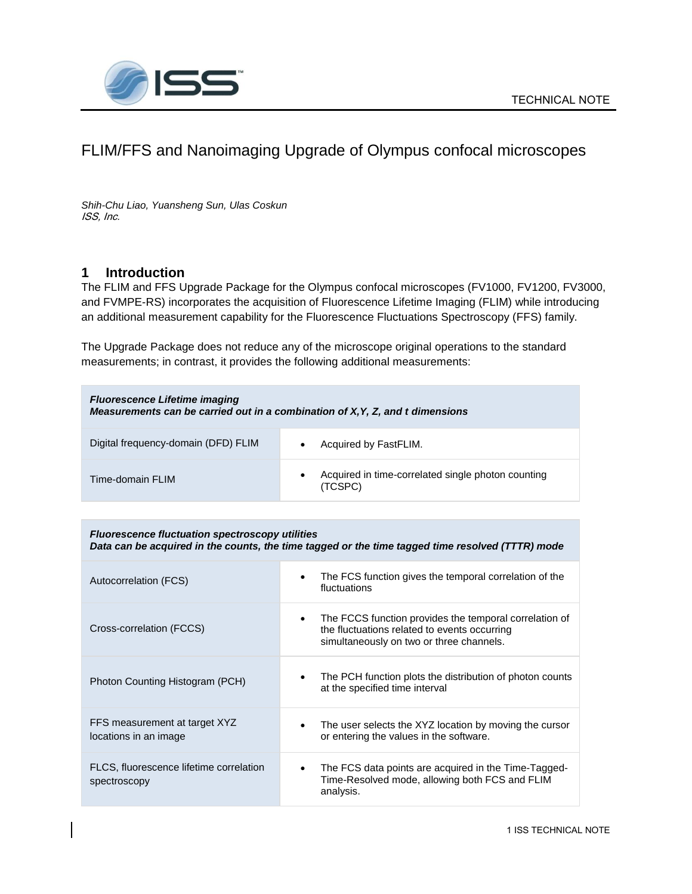TECHNICAL NOTE

# FLIM/FFS and Nanoimaging Upgrade of Olympus confocal microscopes

*Shih-Chu Liao, Yuansheng Sun, Ulas Coskun*
*ISS, Inc.*

## 1 Introduction

The FLIM and FFS Upgrade Package for the Olympus confocal microscopes (FV1000, FV1200, FV3000, and FVMPE-RS) incorporates the acquisition of Fluorescence Lifetime Imaging (FLIM) while introducing an additional measurement capability for the Fluorescence Fluctuations Spectroscopy (FFS) family.

The Upgrade Package does not reduce any of the microscope original operations to the standard measurements; in contrast, it provides the following additional measurements:

| ***Fluorescence Lifetime imaging*** ***Measurements can be carried out in a combination of X,Y, Z, and t dimensions*** | |
|---|---|
| Digital frequency-domain (DFD) FLIM | • Acquired by FastFLIM. |
| Time-domain FLIM | • Acquired in time-correlated single photon counting (TCSPC) |

| ***Fluorescence fluctuation spectroscopy utilities*** ***Data can be acquired in the counts, the time tagged or the time tagged time resolved (TTTR) mode*** | |
|---|---|
| Autocorrelation (FCS) | • The FCS function gives the temporal correlation of the fluctuations |
| Cross-correlation (FCCS) | • The FCCS function provides the temporal correlation of the fluctuations related to events occurring simultaneously on two or three channels. |
| Photon Counting Histogram (PCH) | • The PCH function plots the distribution of photon counts at the specified time interval |
| FFS measurement at target XYZ locations in an image | • The user selects the XYZ location by moving the cursor or entering the values in the software. |
| FLCS, fluorescence lifetime correlation spectroscopy | • The FCS data points are acquired in the Time-Tagged-Time-Resolved mode, allowing both FCS and FLIM analysis. |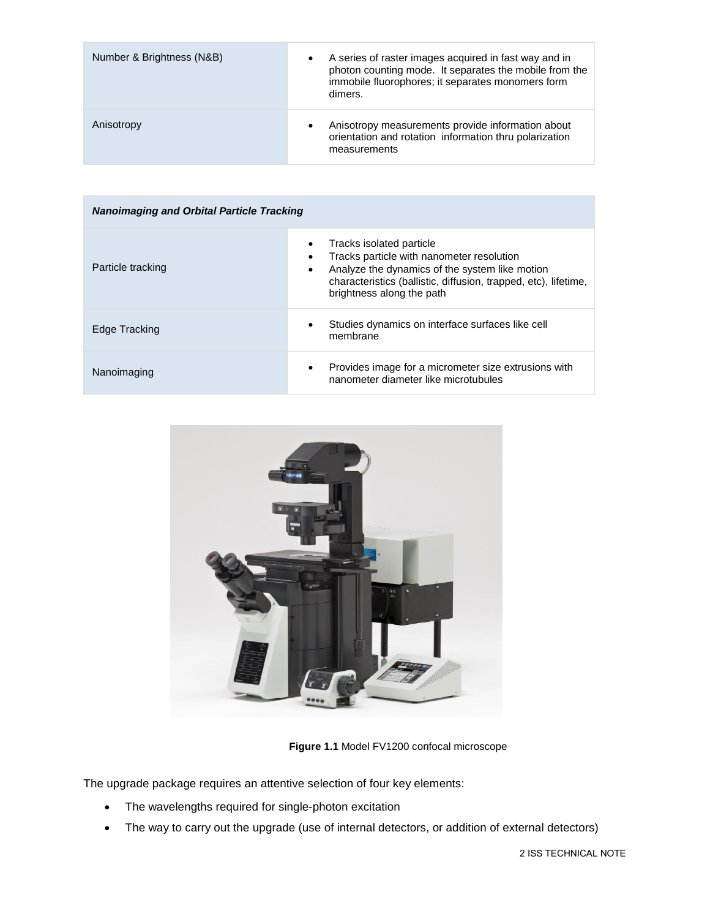| | |
|---|---|
| Number & Brightness (N&B) | • A series of raster images acquired in fast way and in photon counting mode. It separates the mobile from the immobile fluorophores; it separates monomers form dimers. |
| Anisotropy | • Anisotropy measurements provide information about orientation and rotation information thru polarization measurements |

| ***Nanoimaging and Orbital Particle Tracking*** | |
|---|---|
| Particle tracking | • Tracks isolated particle<br>• Tracks particle with nanometer resolution<br>• Analyze the dynamics of the system like motion characteristics (ballistic, diffusion, trapped, etc), lifetime, brightness along the path |
| Edge Tracking | • Studies dynamics on interface surfaces like cell membrane |
| Nanoimaging | • Provides image for a micrometer size extrusions with nanometer diameter like microtubules |

**Figure 1.1** Model FV1200 confocal microscope

The upgrade package requires an attentive selection of four key elements:

- The wavelengths required for single-photon excitation
- The way to carry out the upgrade (use of internal detectors, or addition of external detectors)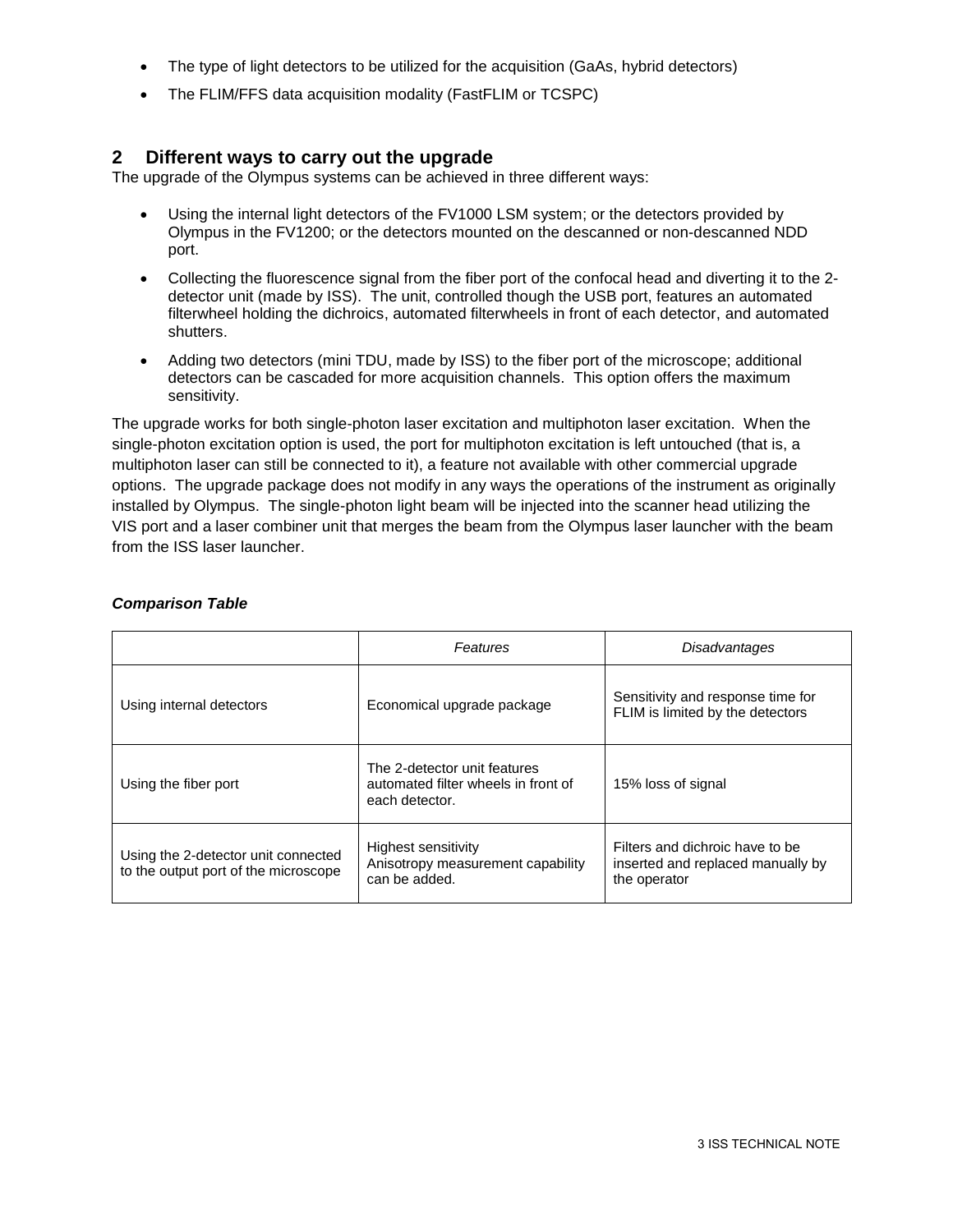- The type of light detectors to be utilized for the acquisition (GaAs, hybrid detectors)
- The FLIM/FFS data acquisition modality (FastFLIM or TCSPC)

## 2 Different ways to carry out the upgrade

The upgrade of the Olympus systems can be achieved in three different ways:

- Using the internal light detectors of the FV1000 LSM system; or the detectors provided by Olympus in the FV1200; or the detectors mounted on the descanned or non-descanned NDD port.
- Collecting the fluorescence signal from the fiber port of the confocal head and diverting it to the 2-detector unit (made by ISS). The unit, controlled though the USB port, features an automated filterwheel holding the dichroics, automated filterwheels in front of each detector, and automated shutters.
- Adding two detectors (mini TDU, made by ISS) to the fiber port of the microscope; additional detectors can be cascaded for more acquisition channels. This option offers the maximum sensitivity.

The upgrade works for both single-photon laser excitation and multiphoton laser excitation. When the single-photon excitation option is used, the port for multiphoton excitation is left untouched (that is, a multiphoton laser can still be connected to it), a feature not available with other commercial upgrade options. The upgrade package does not modify in any ways the operations of the instrument as originally installed by Olympus. The single-photon light beam will be injected into the scanner head utilizing the VIS port and a laser combiner unit that merges the beam from the Olympus laser launcher with the beam from the ISS laser launcher.

***Comparison Table***

| | *Features* | *Disadvantages* |
|---|---|---|
| Using internal detectors | Economical upgrade package | Sensitivity and response time for FLIM is limited by the detectors |
| Using the fiber port | The 2-detector unit features automated filter wheels in front of each detector. | 15% loss of signal |
| Using the 2-detector unit connected to the output port of the microscope | Highest sensitivity Anisotropy measurement capability can be added. | Filters and dichroic have to be inserted and replaced manually by the operator |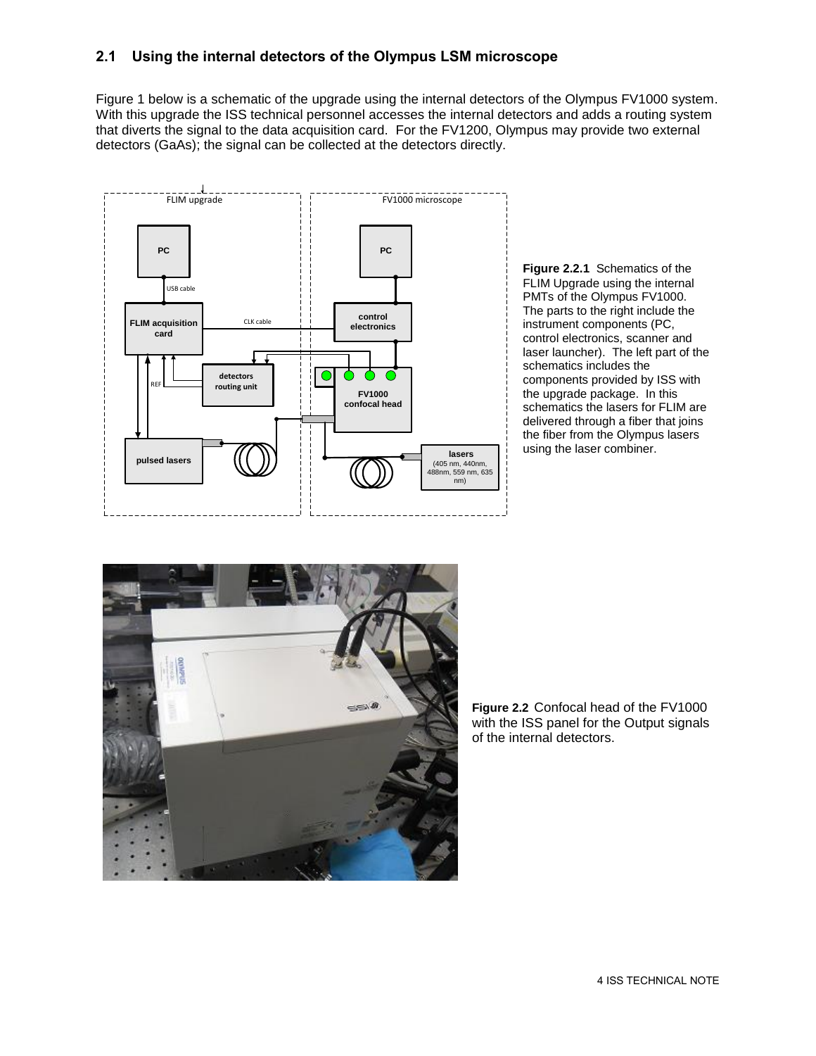## 2.1 Using the internal detectors of the Olympus LSM microscope

Figure 1 below is a schematic of the upgrade using the internal detectors of the Olympus FV1000 system. With this upgrade the ISS technical personnel accesses the internal detectors and adds a routing system that diverts the signal to the data acquisition card. For the FV1200, Olympus may provide two external detectors (GaAs); the signal can be collected at the detectors directly.

**Figure 2.2.1** Schematics of the FLIM Upgrade using the internal PMTs of the Olympus FV1000. The parts to the right include the instrument components (PC, control electronics, scanner and laser launcher). The left part of the schematics includes the components provided by ISS with the upgrade package. In this schematics the lasers for FLIM are delivered through a fiber that joins the fiber from the Olympus lasers using the laser combiner.

**Figure 2.2** Confocal head of the FV1000 with the ISS panel for the Output signals of the internal detectors.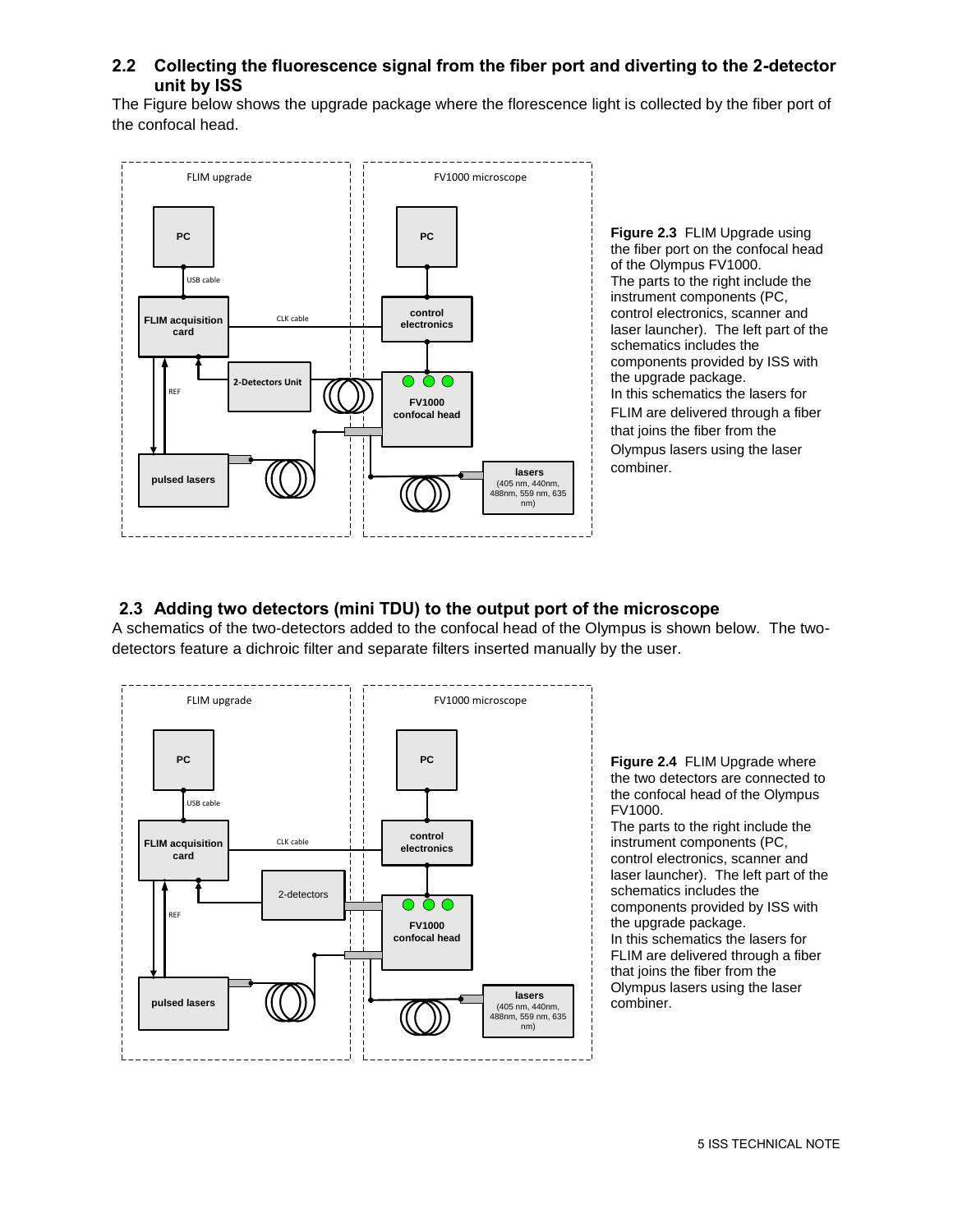## 2.2 Collecting the fluorescence signal from the fiber port and diverting to the 2-detector unit by ISS

The Figure below shows the upgrade package where the florescence light is collected by the fiber port of the confocal head.

**Figure 2.3** FLIM Upgrade using the fiber port on the confocal head of the Olympus FV1000. The parts to the right include the instrument components (PC, control electronics, scanner and laser launcher). The left part of the schematics includes the components provided by ISS with the upgrade package. In this schematics the lasers for FLIM are delivered through a fiber that joins the fiber from the Olympus lasers using the laser combiner.

## 2.3 Adding two detectors (mini TDU) to the output port of the microscope

A schematics of the two-detectors added to the confocal head of the Olympus is shown below. The two-detectors feature a dichroic filter and separate filters inserted manually by the user.

**Figure 2.4** FLIM Upgrade where the two detectors are connected to the confocal head of the Olympus FV1000. The parts to the right include the instrument components (PC, control electronics, scanner and laser launcher). The left part of the schematics includes the components provided by ISS with the upgrade package. In this schematics the lasers for FLIM are delivered through a fiber that joins the fiber from the Olympus lasers using the laser combiner.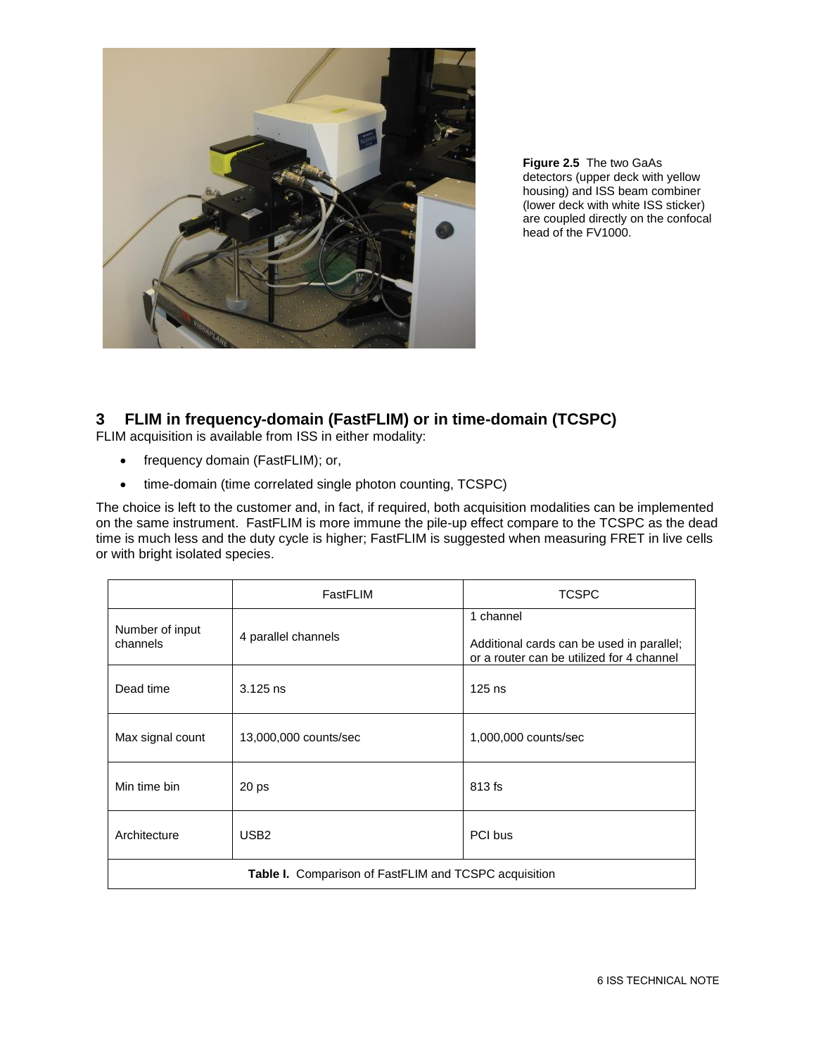**Figure 2.5** The two GaAs detectors (upper deck with yellow housing) and ISS beam combiner (lower deck with white ISS sticker) are coupled directly on the confocal head of the FV1000.

## 3 FLIM in frequency-domain (FastFLIM) or in time-domain (TCSPC)

FLIM acquisition is available from ISS in either modality:

- frequency domain (FastFLIM); or,
- time-domain (time correlated single photon counting, TCSPC)

The choice is left to the customer and, in fact, if required, both acquisition modalities can be implemented on the same instrument. FastFLIM is more immune the pile-up effect compare to the TCSPC as the dead time is much less and the duty cycle is higher; FastFLIM is suggested when measuring FRET in live cells or with bright isolated species.

| | FastFLIM | TCSPC |
|---|---|---|
| Number of input channels | 4 parallel channels | 1 channel<br><br>Additional cards can be used in parallel; or a router can be utilized for 4 channel |
| Dead time | 3.125 ns | 125 ns |
| Max signal count | 13,000,000 counts/sec | 1,000,000 counts/sec |
| Min time bin | 20 ps | 813 fs |
| Architecture | USB2 | PCI bus |

**Table I.** Comparison of FastFLIM and TCSPC acquisition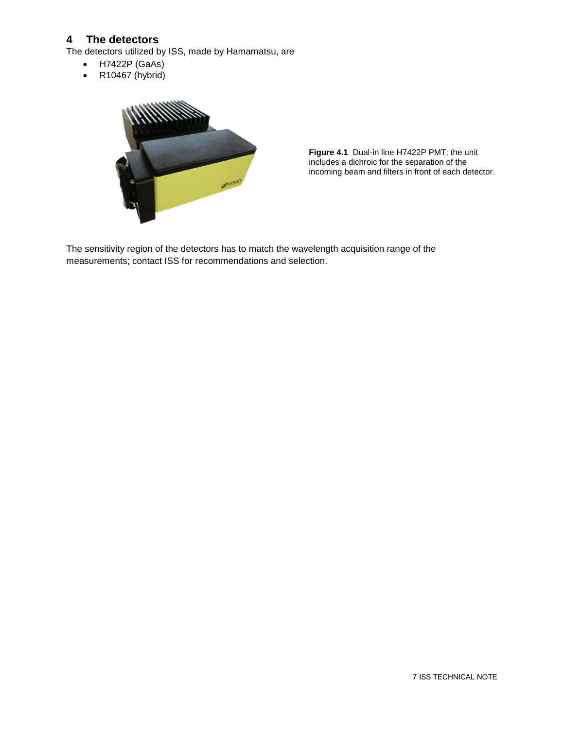# 4 The detectors

The detectors utilized by ISS, made by Hamamatsu, are

- H7422P (GaAs)
- R10467 (hybrid)

**Figure 4.1** Dual-in line H7422P PMT; the unit includes a dichroic for the separation of the incoming beam and filters in front of each detector.

The sensitivity region of the detectors has to match the wavelength acquisition range of the measurements; contact ISS for recommendations and selection.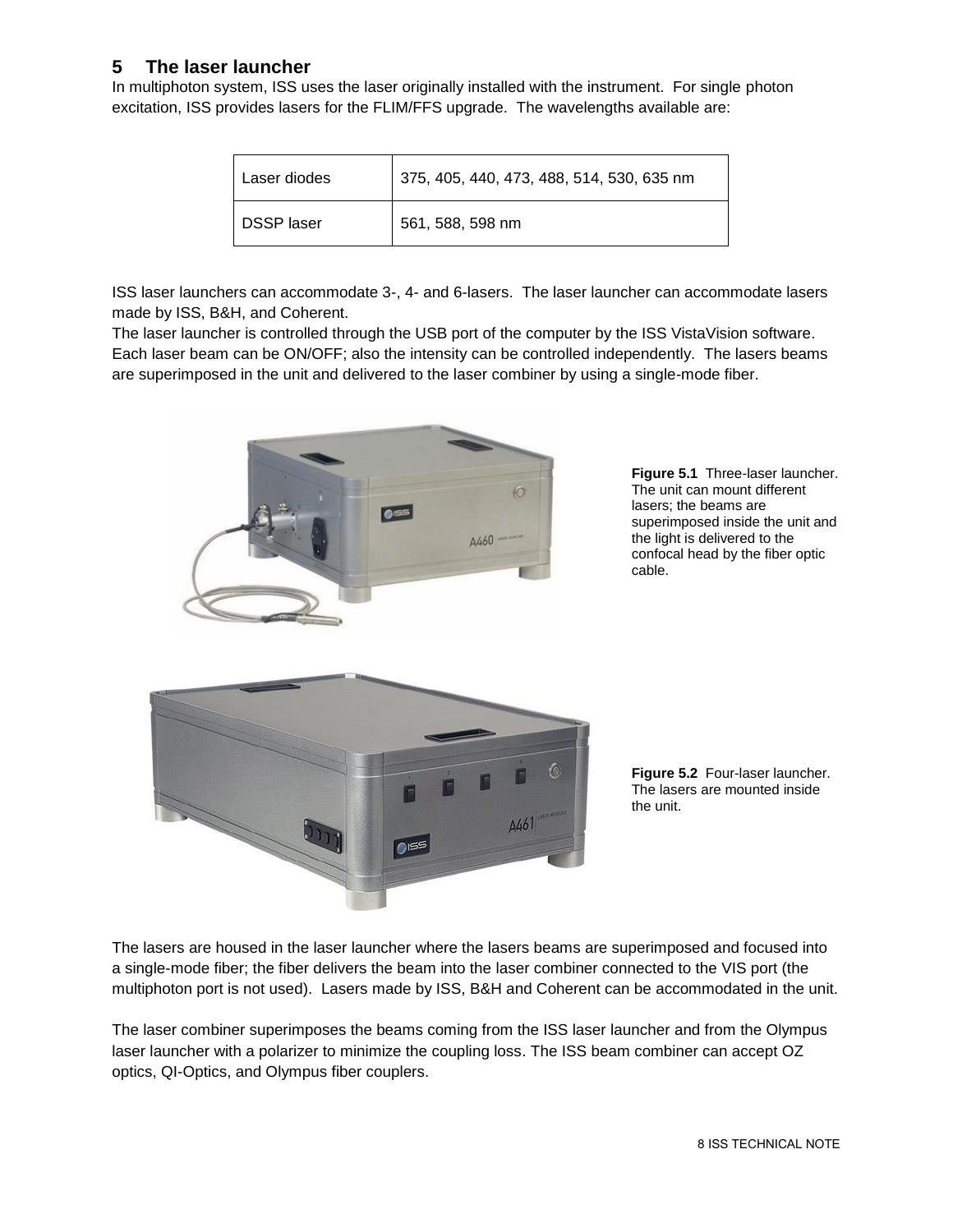## 5 The laser launcher

In multiphoton system, ISS uses the laser originally installed with the instrument. For single photon excitation, ISS provides lasers for the FLIM/FFS upgrade. The wavelengths available are:

| Laser diodes | 375, 405, 440, 473, 488, 514, 530, 635 nm |
|---|---|
| DSSP laser | 561, 588, 598 nm |

ISS laser launchers can accommodate 3-, 4- and 6-lasers. The laser launcher can accommodate lasers made by ISS, B&H, and Coherent.

The laser launcher is controlled through the USB port of the computer by the ISS VistaVision software. Each laser beam can be ON/OFF; also the intensity can be controlled independently. The lasers beams are superimposed in the unit and delivered to the laser combiner by using a single-mode fiber.

**Figure 5.1** Three-laser launcher. The unit can mount different lasers; the beams are superimposed inside the unit and the light is delivered to the confocal head by the fiber optic cable.

**Figure 5.2** Four-laser launcher. The lasers are mounted inside the unit.

The lasers are housed in the laser launcher where the lasers beams are superimposed and focused into a single-mode fiber; the fiber delivers the beam into the laser combiner connected to the VIS port (the multiphoton port is not used). Lasers made by ISS, B&H and Coherent can be accommodated in the unit.

The laser combiner superimposes the beams coming from the ISS laser launcher and from the Olympus laser launcher with a polarizer to minimize the coupling loss. The ISS beam combiner can accept OZ optics, QI-Optics, and Olympus fiber couplers.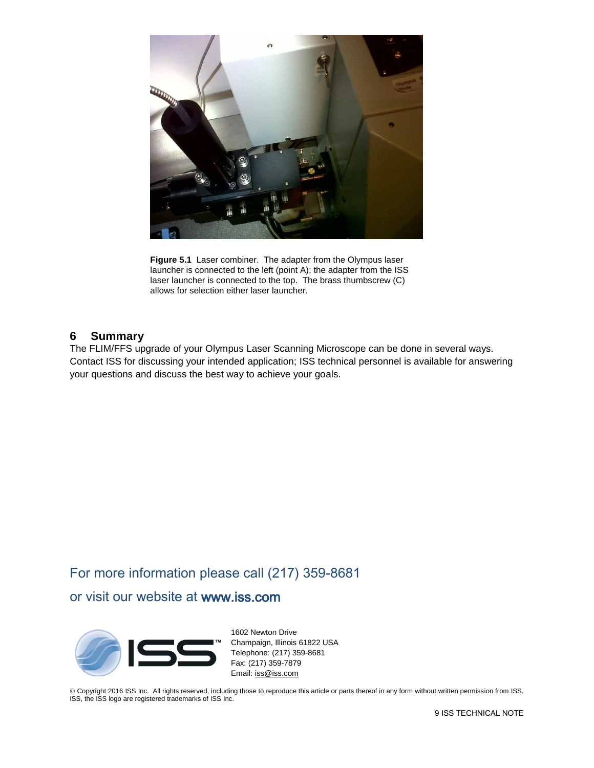**Figure 5.1** Laser combiner. The adapter from the Olympus laser launcher is connected to the left (point A); the adapter from the ISS laser launcher is connected to the top. The brass thumbscrew (C) allows for selection either laser launcher.

## 6 Summary

The FLIM/FFS upgrade of your Olympus Laser Scanning Microscope can be done in several ways. Contact ISS for discussing your intended application; ISS technical personnel is available for answering your questions and discuss the best way to achieve your goals.

For more information please call (217) 359-8681

or visit our website at **www.iss.com**

1602 Newton Drive
Champaign, Illinois 61822 USA
Telephone: (217) 359-8681
Fax: (217) 359-7879
Email: iss@iss.com

© Copyright 2016 ISS Inc. All rights reserved, including those to reproduce this article or parts thereof in any form without written permission from ISS. ISS, the ISS logo are registered trademarks of ISS Inc.